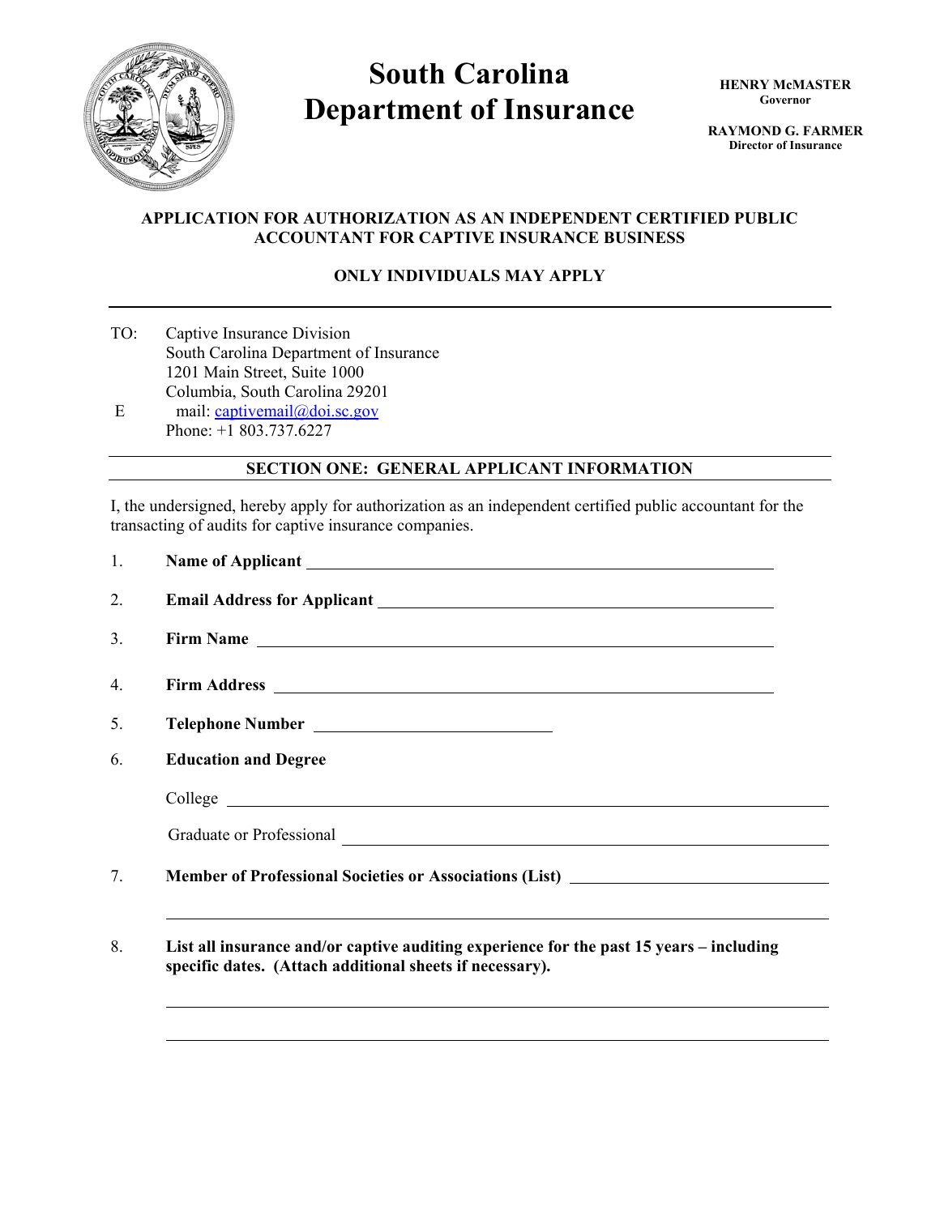# South Carolina Department of Insurance

**HENRY McMASTER**
**Governor**

**RAYMOND G. FARMER**
**Director of Insurance**

**APPLICATION FOR AUTHORIZATION AS AN INDEPENDENT CERTIFIED PUBLIC ACCOUNTANT FOR CAPTIVE INSURANCE BUSINESS**

**ONLY INDIVIDUALS MAY APPLY**

---

TO: Captive Insurance Division
South Carolina Department of Insurance
1201 Main Street, Suite 1000
Columbia, South Carolina 29201
E mail: captivemail@doi.sc.gov
Phone: +1 803.737.6227

## SECTION ONE: GENERAL APPLICANT INFORMATION

I, the undersigned, hereby apply for authorization as an independent certified public accountant for the transacting of audits for captive insurance companies.

1. **Name of Applicant** ______________________________

2. **Email Address for Applicant** ______________________________

3. **Firm Name** ______________________________

4. **Firm Address** ______________________________

5. **Telephone Number** ______________________________

6. **Education and Degree**

   College ______________________________

   Graduate or Professional ______________________________

7. **Member of Professional Societies or Associations (List)** ______________________________

   ______________________________

8. **List all insurance and/or captive auditing experience for the past 15 years – including specific dates. (Attach additional sheets if necessary).**

   ______________________________

   ______________________________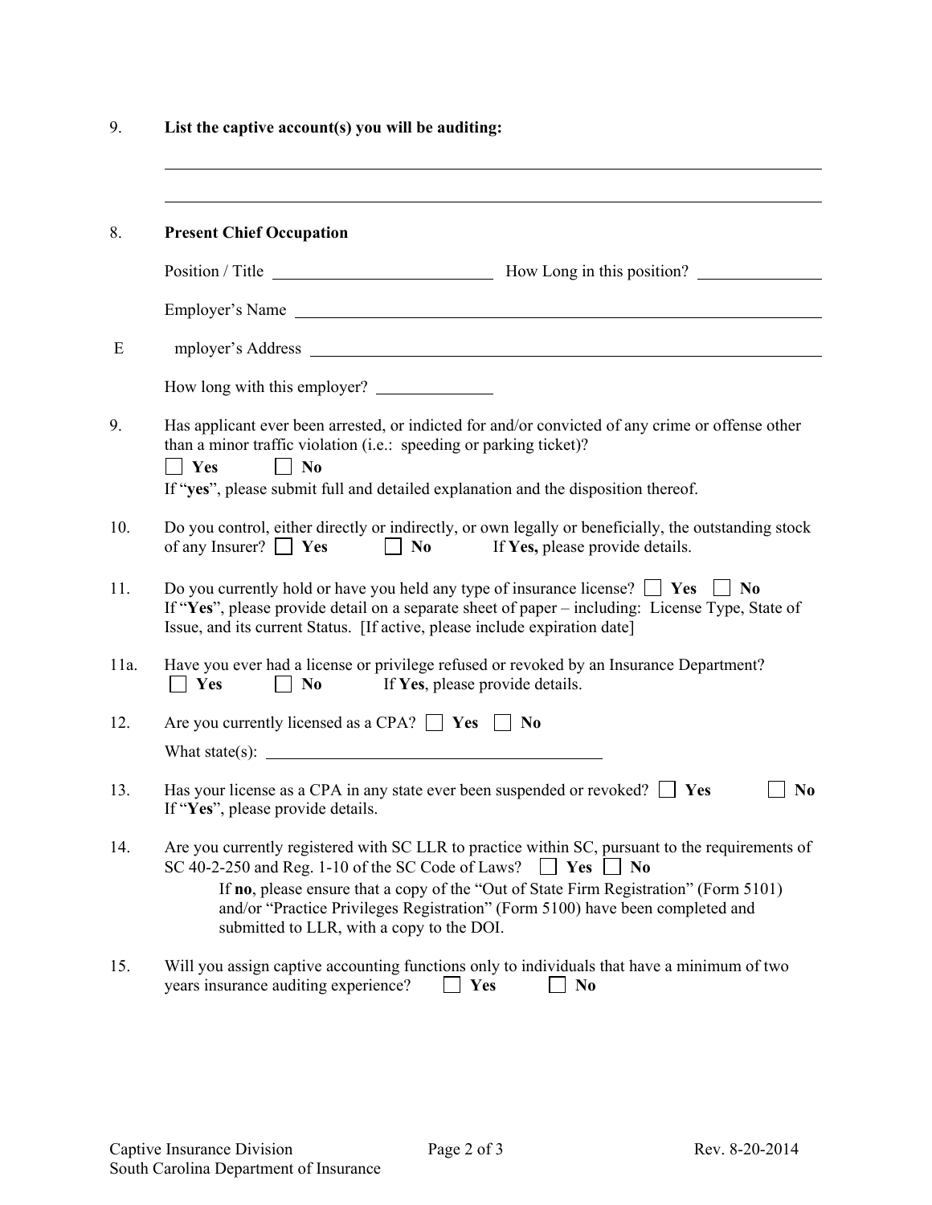9. **List the captive account(s) you will be auditing:**

\_\_\_\_\_\_\_\_\_\_\_\_\_\_\_\_\_\_\_\_\_\_\_\_\_\_\_\_\_\_\_\_\_\_\_\_\_\_\_\_\_\_\_\_\_\_\_\_\_\_\_\_\_\_\_\_\_\_\_\_\_\_

\_\_\_\_\_\_\_\_\_\_\_\_\_\_\_\_\_\_\_\_\_\_\_\_\_\_\_\_\_\_\_\_\_\_\_\_\_\_\_\_\_\_\_\_\_\_\_\_\_\_\_\_\_\_\_\_\_\_\_\_\_\_

8. **Present Chief Occupation**

   Position / Title \_\_\_\_\_\_\_\_\_\_\_\_\_\_\_\_\_\_\_\_ How Long in this position? \_\_\_\_\_\_\_\_\_\_

   Employer's Name \_\_\_\_\_\_\_\_\_\_\_\_\_\_\_\_\_\_\_\_\_\_\_\_\_\_\_\_\_\_\_\_\_\_\_\_\_\_\_\_\_\_\_\_\_\_\_\_

   Employer's Address \_\_\_\_\_\_\_\_\_\_\_\_\_\_\_\_\_\_\_\_\_\_\_\_\_\_\_\_\_\_\_\_\_\_\_\_\_\_\_\_\_\_\_\_\_\_\_\_

   How long with this employer? \_\_\_\_\_\_\_\_\_\_

9. Has applicant ever been arrested, or indicted for and/or convicted of any crime or offense other than a minor traffic violation (i.e.: speeding or parking ticket)?
   ☐ **Yes** ☐ **No**
   If "**yes**", please submit full and detailed explanation and the disposition thereof.

10. Do you control, either directly or indirectly, or own legally or beneficially, the outstanding stock of any Insurer? ☐ **Yes** ☐ **No** If **Yes,** please provide details.

11. Do you currently hold or have you held any type of insurance license? ☐ **Yes** ☐ **No**
    If "**Yes**", please provide detail on a separate sheet of paper – including: License Type, State of Issue, and its current Status. [If active, please include expiration date]

11a. Have you ever had a license or privilege refused or revoked by an Insurance Department?
    ☐ **Yes** ☐ **No** If **Yes**, please provide details.

12. Are you currently licensed as a CPA? ☐ **Yes** ☐ **No**

    What state(s): \_\_\_\_\_\_\_\_\_\_\_\_\_\_\_\_\_\_\_\_\_\_\_\_\_\_\_\_\_\_

13. Has your license as a CPA in any state ever been suspended or revoked? ☐ **Yes** ☐ **No**
    If "**Yes**", please provide details.

14. Are you currently registered with SC LLR to practice within SC, pursuant to the requirements of SC 40-2-250 and Reg. 1-10 of the SC Code of Laws? ☐ **Yes** ☐ **No**

    If **no**, please ensure that a copy of the "Out of State Firm Registration" (Form 5101) and/or "Practice Privileges Registration" (Form 5100) have been completed and submitted to LLR, with a copy to the DOI.

15. Will you assign captive accounting functions only to individuals that have a minimum of two years insurance auditing experience? ☐ **Yes** ☐ **No**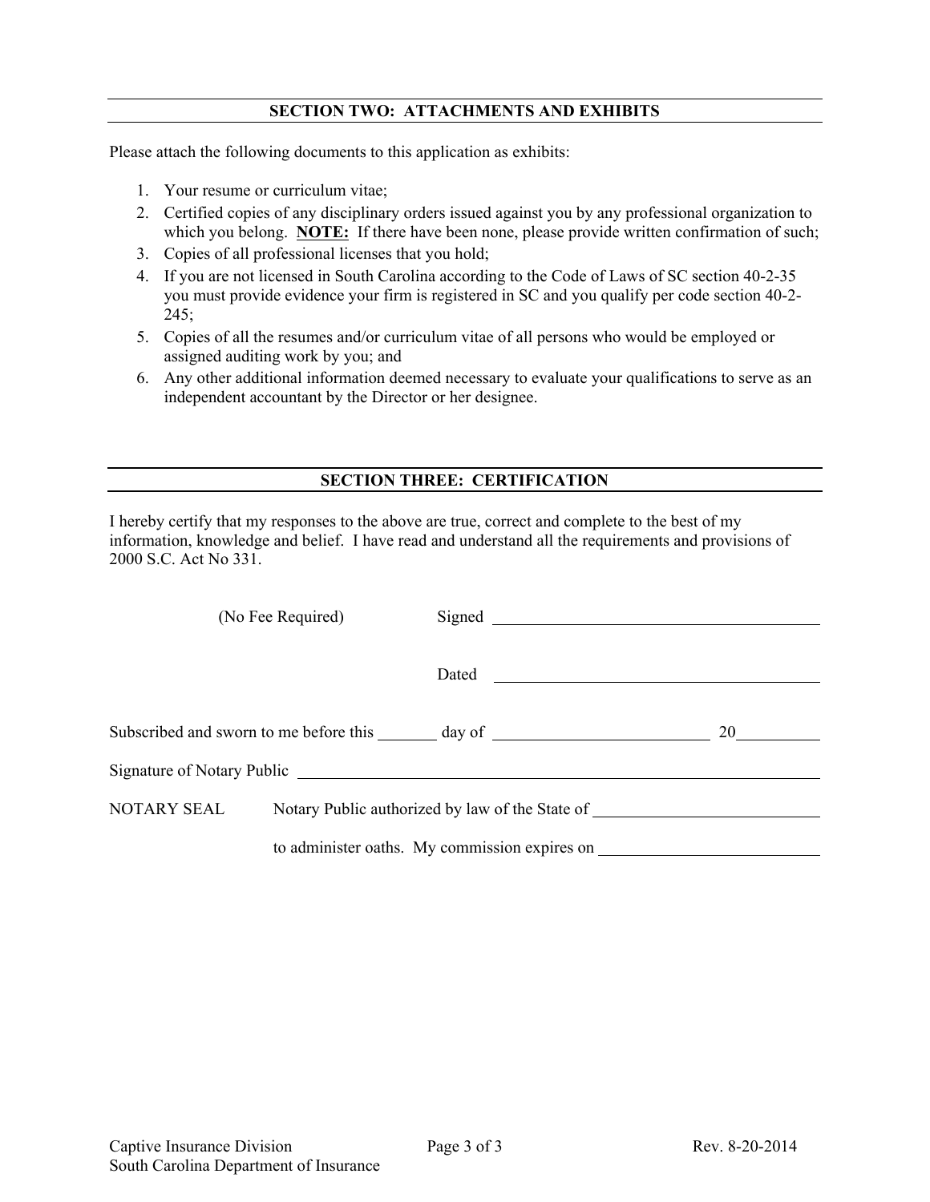## SECTION TWO: ATTACHMENTS AND EXHIBITS

Please attach the following documents to this application as exhibits:

1. Your resume or curriculum vitae;
2. Certified copies of any disciplinary orders issued against you by any professional organization to which you belong. **NOTE:** If there have been none, please provide written confirmation of such;
3. Copies of all professional licenses that you hold;
4. If you are not licensed in South Carolina according to the Code of Laws of SC section 40-2-35 you must provide evidence your firm is registered in SC and you qualify per code section 40-2-245;
5. Copies of all the resumes and/or curriculum vitae of all persons who would be employed or assigned auditing work by you; and
6. Any other additional information deemed necessary to evaluate your qualifications to serve as an independent accountant by the Director or her designee.

## SECTION THREE: CERTIFICATION

I hereby certify that my responses to the above are true, correct and complete to the best of my information, knowledge and belief. I have read and understand all the requirements and provisions of 2000 S.C. Act No 331.

(No Fee Required) Signed ______________________________

Dated ______________________________

Subscribed and sworn to me before this _______ day of ____________________ 20_______

Signature of Notary Public ______________________________

NOTARY SEAL Notary Public authorized by law of the State of ____________________

to administer oaths. My commission expires on ____________________

Captive Insurance Division
South Carolina Department of Insurance

Rev. 8-20-2014